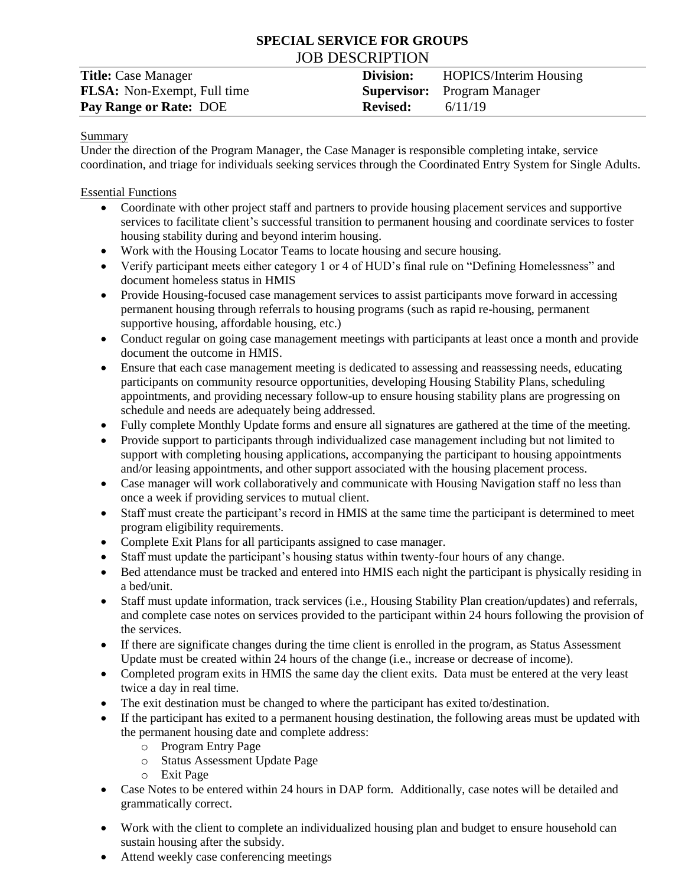# SPECIAL SERVICE FOR GROUPS

## JOB DESCRIPTION

| **Title:** Case Manager | **Division:** HOPICS/Interim Housing |
|---|---|
| **FLSA:** Non-Exempt, Full time | **Supervisor:** Program Manager |
| **Pay Range or Rate:** DOE | **Revised:** 6/11/19 |

Summary

Under the direction of the Program Manager, the Case Manager is responsible completing intake, service coordination, and triage for individuals seeking services through the Coordinated Entry System for Single Adults.

Essential Functions

- Coordinate with other project staff and partners to provide housing placement services and supportive services to facilitate client's successful transition to permanent housing and coordinate services to foster housing stability during and beyond interim housing.
- Work with the Housing Locator Teams to locate housing and secure housing.
- Verify participant meets either category 1 or 4 of HUD's final rule on "Defining Homelessness" and document homeless status in HMIS
- Provide Housing-focused case management services to assist participants move forward in accessing permanent housing through referrals to housing programs (such as rapid re-housing, permanent supportive housing, affordable housing, etc.)
- Conduct regular on going case management meetings with participants at least once a month and provide document the outcome in HMIS.
- Ensure that each case management meeting is dedicated to assessing and reassessing needs, educating participants on community resource opportunities, developing Housing Stability Plans, scheduling appointments, and providing necessary follow-up to ensure housing stability plans are progressing on schedule and needs are adequately being addressed.
- Fully complete Monthly Update forms and ensure all signatures are gathered at the time of the meeting.
- Provide support to participants through individualized case management including but not limited to support with completing housing applications, accompanying the participant to housing appointments and/or leasing appointments, and other support associated with the housing placement process.
- Case manager will work collaboratively and communicate with Housing Navigation staff no less than once a week if providing services to mutual client.
- Staff must create the participant's record in HMIS at the same time the participant is determined to meet program eligibility requirements.
- Complete Exit Plans for all participants assigned to case manager.
- Staff must update the participant's housing status within twenty-four hours of any change.
- Bed attendance must be tracked and entered into HMIS each night the participant is physically residing in a bed/unit.
- Staff must update information, track services (i.e., Housing Stability Plan creation/updates) and referrals, and complete case notes on services provided to the participant within 24 hours following the provision of the services.
- If there are significate changes during the time client is enrolled in the program, as Status Assessment Update must be created within 24 hours of the change (i.e., increase or decrease of income).
- Completed program exits in HMIS the same day the client exits. Data must be entered at the very least twice a day in real time.
- The exit destination must be changed to where the participant has exited to/destination.
- If the participant has exited to a permanent housing destination, the following areas must be updated with the permanent housing date and complete address:
    - Program Entry Page
    - Status Assessment Update Page
    - Exit Page
- Case Notes to be entered within 24 hours in DAP form. Additionally, case notes will be detailed and grammatically correct.
- Work with the client to complete an individualized housing plan and budget to ensure household can sustain housing after the subsidy.
- Attend weekly case conferencing meetings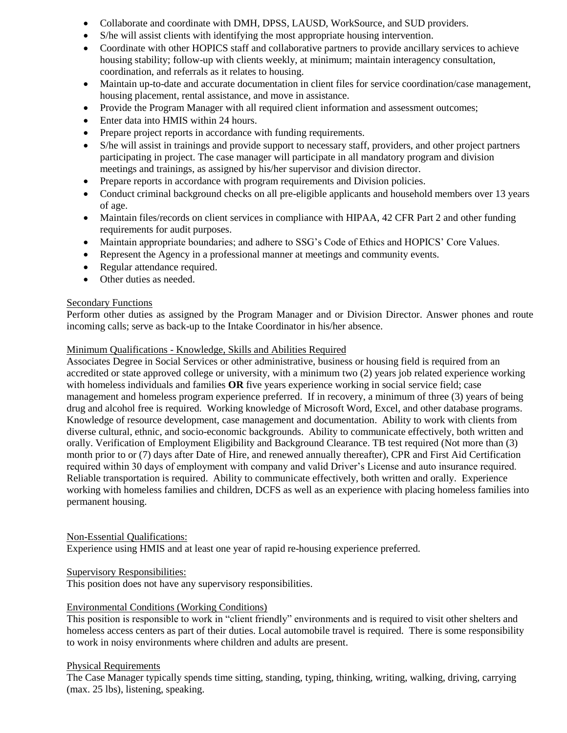- Collaborate and coordinate with DMH, DPSS, LAUSD, WorkSource, and SUD providers.
- S/he will assist clients with identifying the most appropriate housing intervention.
- Coordinate with other HOPICS staff and collaborative partners to provide ancillary services to achieve housing stability; follow-up with clients weekly, at minimum; maintain interagency consultation, coordination, and referrals as it relates to housing.
- Maintain up-to-date and accurate documentation in client files for service coordination/case management, housing placement, rental assistance, and move in assistance.
- Provide the Program Manager with all required client information and assessment outcomes;
- Enter data into HMIS within 24 hours.
- Prepare project reports in accordance with funding requirements.
- S/he will assist in trainings and provide support to necessary staff, providers, and other project partners participating in project. The case manager will participate in all mandatory program and division meetings and trainings, as assigned by his/her supervisor and division director.
- Prepare reports in accordance with program requirements and Division policies.
- Conduct criminal background checks on all pre-eligible applicants and household members over 13 years of age.
- Maintain files/records on client services in compliance with HIPAA, 42 CFR Part 2 and other funding requirements for audit purposes.
- Maintain appropriate boundaries; and adhere to SSG's Code of Ethics and HOPICS' Core Values.
- Represent the Agency in a professional manner at meetings and community events.
- Regular attendance required.
- Other duties as needed.

Secondary Functions

Perform other duties as assigned by the Program Manager and or Division Director. Answer phones and route incoming calls; serve as back-up to the Intake Coordinator in his/her absence.

Minimum Qualifications - Knowledge, Skills and Abilities Required

Associates Degree in Social Services or other administrative, business or housing field is required from an accredited or state approved college or university, with a minimum two (2) years job related experience working with homeless individuals and families **OR** five years experience working in social service field; case management and homeless program experience preferred. If in recovery, a minimum of three (3) years of being drug and alcohol free is required. Working knowledge of Microsoft Word, Excel, and other database programs. Knowledge of resource development, case management and documentation. Ability to work with clients from diverse cultural, ethnic, and socio-economic backgrounds. Ability to communicate effectively, both written and orally. Verification of Employment Eligibility and Background Clearance. TB test required (Not more than (3) month prior to or (7) days after Date of Hire, and renewed annually thereafter), CPR and First Aid Certification required within 30 days of employment with company and valid Driver's License and auto insurance required. Reliable transportation is required. Ability to communicate effectively, both written and orally. Experience working with homeless families and children, DCFS as well as an experience with placing homeless families into permanent housing.

Non-Essential Qualifications:

Experience using HMIS and at least one year of rapid re-housing experience preferred.

Supervisory Responsibilities:

This position does not have any supervisory responsibilities.

Environmental Conditions (Working Conditions)

This position is responsible to work in "client friendly" environments and is required to visit other shelters and homeless access centers as part of their duties. Local automobile travel is required. There is some responsibility to work in noisy environments where children and adults are present.

Physical Requirements

The Case Manager typically spends time sitting, standing, typing, thinking, writing, walking, driving, carrying (max. 25 lbs), listening, speaking.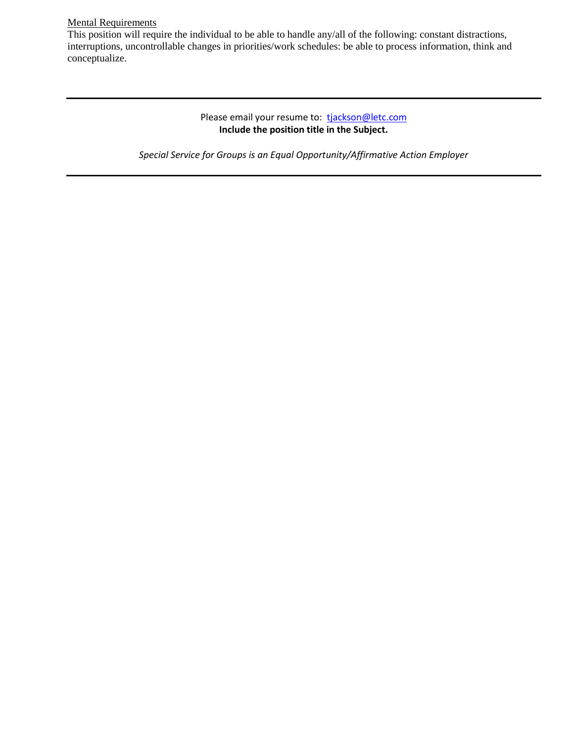Mental Requirements

This position will require the individual to be able to handle any/all of the following: constant distractions, interruptions, uncontrollable changes in priorities/work schedules: be able to process information, think and conceptualize.

---

Please email your resume to: tjackson@letc.com

**Include the position title in the Subject.**

*Special Service for Groups is an Equal Opportunity/Affirmative Action Employer*

---